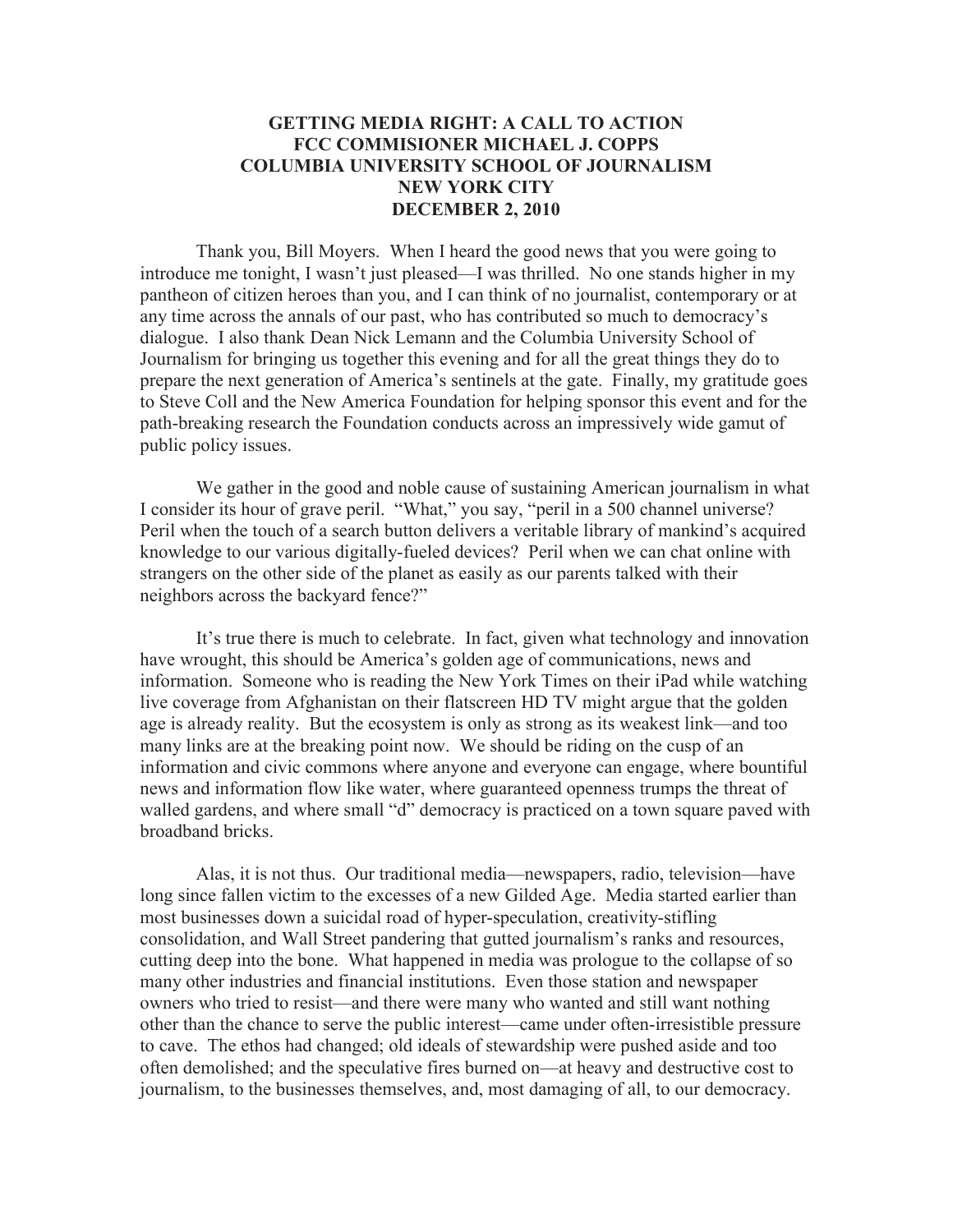# GETTING MEDIA RIGHT: A CALL TO ACTION
# FCC COMMISIONER MICHAEL J. COPPS
# COLUMBIA UNIVERSITY SCHOOL OF JOURNALISM
# NEW YORK CITY
# DECEMBER 2, 2010

Thank you, Bill Moyers. When I heard the good news that you were going to introduce me tonight, I wasn't just pleased—I was thrilled. No one stands higher in my pantheon of citizen heroes than you, and I can think of no journalist, contemporary or at any time across the annals of our past, who has contributed so much to democracy's dialogue. I also thank Dean Nick Lemann and the Columbia University School of Journalism for bringing us together this evening and for all the great things they do to prepare the next generation of America's sentinels at the gate. Finally, my gratitude goes to Steve Coll and the New America Foundation for helping sponsor this event and for the path-breaking research the Foundation conducts across an impressively wide gamut of public policy issues.

We gather in the good and noble cause of sustaining American journalism in what I consider its hour of grave peril. "What," you say, "peril in a 500 channel universe? Peril when the touch of a search button delivers a veritable library of mankind's acquired knowledge to our various digitally-fueled devices? Peril when we can chat online with strangers on the other side of the planet as easily as our parents talked with their neighbors across the backyard fence?"

It's true there is much to celebrate. In fact, given what technology and innovation have wrought, this should be America's golden age of communications, news and information. Someone who is reading the New York Times on their iPad while watching live coverage from Afghanistan on their flatscreen HD TV might argue that the golden age is already reality. But the ecosystem is only as strong as its weakest link—and too many links are at the breaking point now. We should be riding on the cusp of an information and civic commons where anyone and everyone can engage, where bountiful news and information flow like water, where guaranteed openness trumps the threat of walled gardens, and where small "d" democracy is practiced on a town square paved with broadband bricks.

Alas, it is not thus. Our traditional media—newspapers, radio, television—have long since fallen victim to the excesses of a new Gilded Age. Media started earlier than most businesses down a suicidal road of hyper-speculation, creativity-stifling consolidation, and Wall Street pandering that gutted journalism's ranks and resources, cutting deep into the bone. What happened in media was prologue to the collapse of so many other industries and financial institutions. Even those station and newspaper owners who tried to resist—and there were many who wanted and still want nothing other than the chance to serve the public interest—came under often-irresistible pressure to cave. The ethos had changed; old ideals of stewardship were pushed aside and too often demolished; and the speculative fires burned on—at heavy and destructive cost to journalism, to the businesses themselves, and, most damaging of all, to our democracy.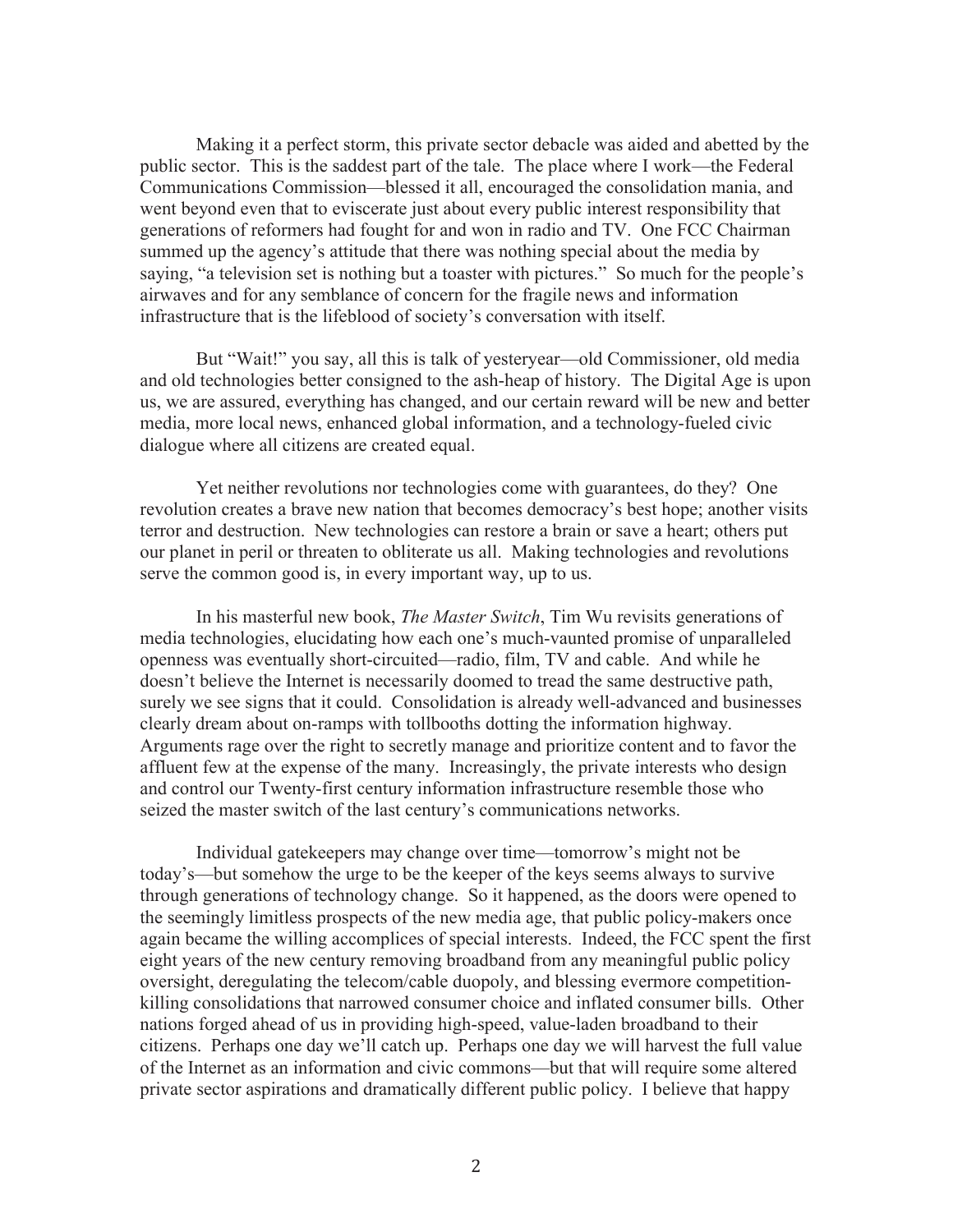Making it a perfect storm, this private sector debacle was aided and abetted by the public sector. This is the saddest part of the tale. The place where I work—the Federal Communications Commission—blessed it all, encouraged the consolidation mania, and went beyond even that to eviscerate just about every public interest responsibility that generations of reformers had fought for and won in radio and TV. One FCC Chairman summed up the agency's attitude that there was nothing special about the media by saying, "a television set is nothing but a toaster with pictures." So much for the people's airwaves and for any semblance of concern for the fragile news and information infrastructure that is the lifeblood of society's conversation with itself.

But "Wait!" you say, all this is talk of yesteryear—old Commissioner, old media and old technologies better consigned to the ash-heap of history. The Digital Age is upon us, we are assured, everything has changed, and our certain reward will be new and better media, more local news, enhanced global information, and a technology-fueled civic dialogue where all citizens are created equal.

Yet neither revolutions nor technologies come with guarantees, do they? One revolution creates a brave new nation that becomes democracy's best hope; another visits terror and destruction. New technologies can restore a brain or save a heart; others put our planet in peril or threaten to obliterate us all. Making technologies and revolutions serve the common good is, in every important way, up to us.

In his masterful new book, *The Master Switch*, Tim Wu revisits generations of media technologies, elucidating how each one's much-vaunted promise of unparalleled openness was eventually short-circuited—radio, film, TV and cable. And while he doesn't believe the Internet is necessarily doomed to tread the same destructive path, surely we see signs that it could. Consolidation is already well-advanced and businesses clearly dream about on-ramps with tollbooths dotting the information highway. Arguments rage over the right to secretly manage and prioritize content and to favor the affluent few at the expense of the many. Increasingly, the private interests who design and control our Twenty-first century information infrastructure resemble those who seized the master switch of the last century's communications networks.

Individual gatekeepers may change over time—tomorrow's might not be today's—but somehow the urge to be the keeper of the keys seems always to survive through generations of technology change. So it happened, as the doors were opened to the seemingly limitless prospects of the new media age, that public policy-makers once again became the willing accomplices of special interests. Indeed, the FCC spent the first eight years of the new century removing broadband from any meaningful public policy oversight, deregulating the telecom/cable duopoly, and blessing evermore competition-killing consolidations that narrowed consumer choice and inflated consumer bills. Other nations forged ahead of us in providing high-speed, value-laden broadband to their citizens. Perhaps one day we'll catch up. Perhaps one day we will harvest the full value of the Internet as an information and civic commons—but that will require some altered private sector aspirations and dramatically different public policy. I believe that happy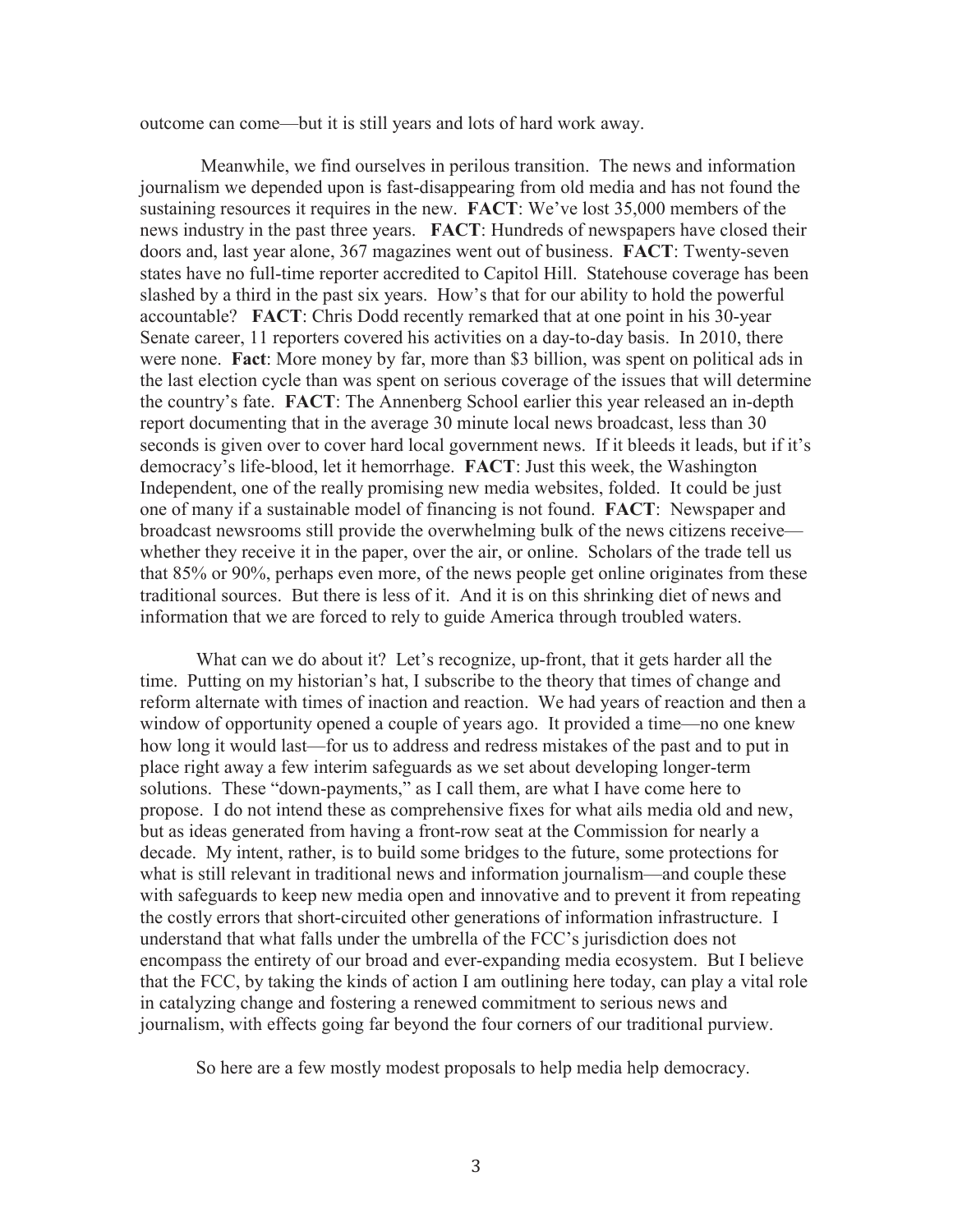outcome can come—but it is still years and lots of hard work away.

Meanwhile, we find ourselves in perilous transition. The news and information journalism we depended upon is fast-disappearing from old media and has not found the sustaining resources it requires in the new. **FACT**: We've lost 35,000 members of the news industry in the past three years. **FACT**: Hundreds of newspapers have closed their doors and, last year alone, 367 magazines went out of business. **FACT**: Twenty-seven states have no full-time reporter accredited to Capitol Hill. Statehouse coverage has been slashed by a third in the past six years. How's that for our ability to hold the powerful accountable? **FACT**: Chris Dodd recently remarked that at one point in his 30-year Senate career, 11 reporters covered his activities on a day-to-day basis. In 2010, there were none. **Fact**: More money by far, more than $3 billion, was spent on political ads in the last election cycle than was spent on serious coverage of the issues that will determine the country's fate. **FACT**: The Annenberg School earlier this year released an in-depth report documenting that in the average 30 minute local news broadcast, less than 30 seconds is given over to cover hard local government news. If it bleeds it leads, but if it's democracy's life-blood, let it hemorrhage. **FACT**: Just this week, the Washington Independent, one of the really promising new media websites, folded. It could be just one of many if a sustainable model of financing is not found. **FACT**: Newspaper and broadcast newsrooms still provide the overwhelming bulk of the news citizens receive—whether they receive it in the paper, over the air, or online. Scholars of the trade tell us that 85% or 90%, perhaps even more, of the news people get online originates from these traditional sources. But there is less of it. And it is on this shrinking diet of news and information that we are forced to rely to guide America through troubled waters.

What can we do about it? Let's recognize, up-front, that it gets harder all the time. Putting on my historian's hat, I subscribe to the theory that times of change and reform alternate with times of inaction and reaction. We had years of reaction and then a window of opportunity opened a couple of years ago. It provided a time—no one knew how long it would last—for us to address and redress mistakes of the past and to put in place right away a few interim safeguards as we set about developing longer-term solutions. These "down-payments," as I call them, are what I have come here to propose. I do not intend these as comprehensive fixes for what ails media old and new, but as ideas generated from having a front-row seat at the Commission for nearly a decade. My intent, rather, is to build some bridges to the future, some protections for what is still relevant in traditional news and information journalism—and couple these with safeguards to keep new media open and innovative and to prevent it from repeating the costly errors that short-circuited other generations of information infrastructure. I understand that what falls under the umbrella of the FCC's jurisdiction does not encompass the entirety of our broad and ever-expanding media ecosystem. But I believe that the FCC, by taking the kinds of action I am outlining here today, can play a vital role in catalyzing change and fostering a renewed commitment to serious news and journalism, with effects going far beyond the four corners of our traditional purview.

So here are a few mostly modest proposals to help media help democracy.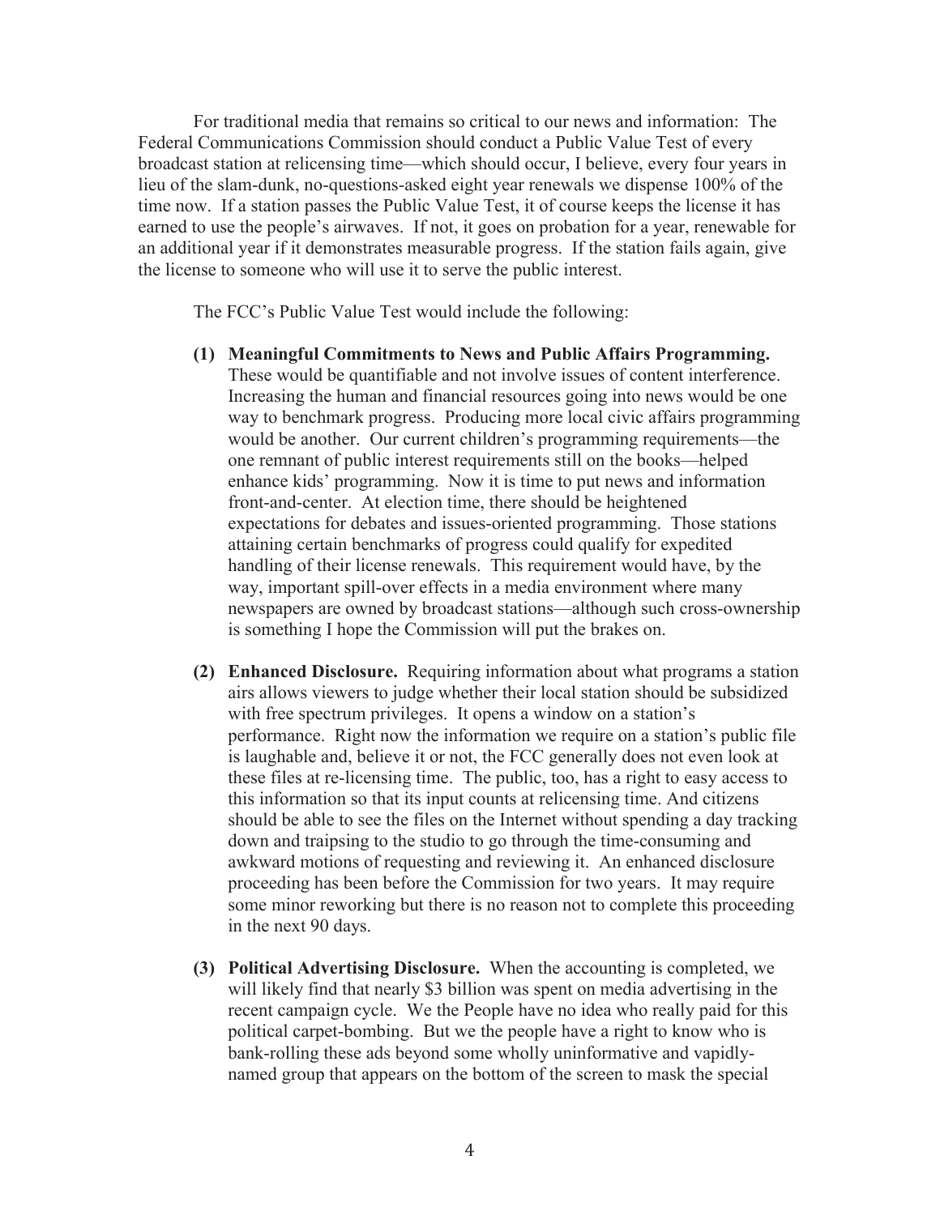For traditional media that remains so critical to our news and information: The Federal Communications Commission should conduct a Public Value Test of every broadcast station at relicensing time—which should occur, I believe, every four years in lieu of the slam-dunk, no-questions-asked eight year renewals we dispense 100% of the time now. If a station passes the Public Value Test, it of course keeps the license it has earned to use the people's airwaves. If not, it goes on probation for a year, renewable for an additional year if it demonstrates measurable progress. If the station fails again, give the license to someone who will use it to serve the public interest.

The FCC's Public Value Test would include the following:

1. **Meaningful Commitments to News and Public Affairs Programming.** These would be quantifiable and not involve issues of content interference. Increasing the human and financial resources going into news would be one way to benchmark progress. Producing more local civic affairs programming would be another. Our current children's programming requirements—the one remnant of public interest requirements still on the books—helped enhance kids' programming. Now it is time to put news and information front-and-center. At election time, there should be heightened expectations for debates and issues-oriented programming. Those stations attaining certain benchmarks of progress could qualify for expedited handling of their license renewals. This requirement would have, by the way, important spill-over effects in a media environment where many newspapers are owned by broadcast stations—although such cross-ownership is something I hope the Commission will put the brakes on.

2. **Enhanced Disclosure.** Requiring information about what programs a station airs allows viewers to judge whether their local station should be subsidized with free spectrum privileges. It opens a window on a station's performance. Right now the information we require on a station's public file is laughable and, believe it or not, the FCC generally does not even look at these files at re-licensing time. The public, too, has a right to easy access to this information so that its input counts at relicensing time. And citizens should be able to see the files on the Internet without spending a day tracking down and traipsing to the studio to go through the time-consuming and awkward motions of requesting and reviewing it. An enhanced disclosure proceeding has been before the Commission for two years. It may require some minor reworking but there is no reason not to complete this proceeding in the next 90 days.

3. **Political Advertising Disclosure.** When the accounting is completed, we will likely find that nearly $3 billion was spent on media advertising in the recent campaign cycle. We the People have no idea who really paid for this political carpet-bombing. But we the people have a right to know who is bank-rolling these ads beyond some wholly uninformative and vapidly-named group that appears on the bottom of the screen to mask the special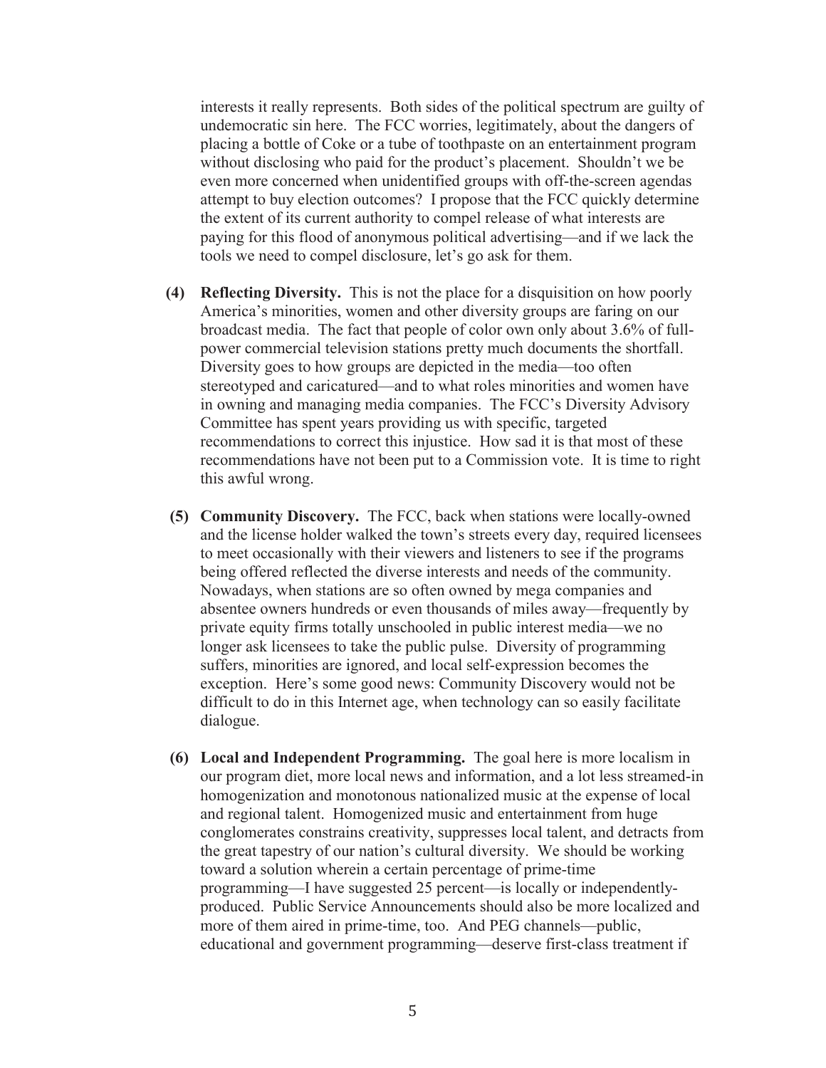interests it really represents. Both sides of the political spectrum are guilty of undemocratic sin here. The FCC worries, legitimately, about the dangers of placing a bottle of Coke or a tube of toothpaste on an entertainment program without disclosing who paid for the product's placement. Shouldn't we be even more concerned when unidentified groups with off-the-screen agendas attempt to buy election outcomes? I propose that the FCC quickly determine the extent of its current authority to compel release of what interests are paying for this flood of anonymous political advertising—and if we lack the tools we need to compel disclosure, let's go ask for them.

**(4) Reflecting Diversity.** This is not the place for a disquisition on how poorly America's minorities, women and other diversity groups are faring on our broadcast media. The fact that people of color own only about 3.6% of full-power commercial television stations pretty much documents the shortfall. Diversity goes to how groups are depicted in the media—too often stereotyped and caricatured—and to what roles minorities and women have in owning and managing media companies. The FCC's Diversity Advisory Committee has spent years providing us with specific, targeted recommendations to correct this injustice. How sad it is that most of these recommendations have not been put to a Commission vote. It is time to right this awful wrong.

**(5) Community Discovery.** The FCC, back when stations were locally-owned and the license holder walked the town's streets every day, required licensees to meet occasionally with their viewers and listeners to see if the programs being offered reflected the diverse interests and needs of the community. Nowadays, when stations are so often owned by mega companies and absentee owners hundreds or even thousands of miles away—frequently by private equity firms totally unschooled in public interest media—we no longer ask licensees to take the public pulse. Diversity of programming suffers, minorities are ignored, and local self-expression becomes the exception. Here's some good news: Community Discovery would not be difficult to do in this Internet age, when technology can so easily facilitate dialogue.

**(6) Local and Independent Programming.** The goal here is more localism in our program diet, more local news and information, and a lot less streamed-in homogenization and monotonous nationalized music at the expense of local and regional talent. Homogenized music and entertainment from huge conglomerates constrains creativity, suppresses local talent, and detracts from the great tapestry of our nation's cultural diversity. We should be working toward a solution wherein a certain percentage of prime-time programming—I have suggested 25 percent—is locally or independently-produced. Public Service Announcements should also be more localized and more of them aired in prime-time, too. And PEG channels—public, educational and government programming—deserve first-class treatment if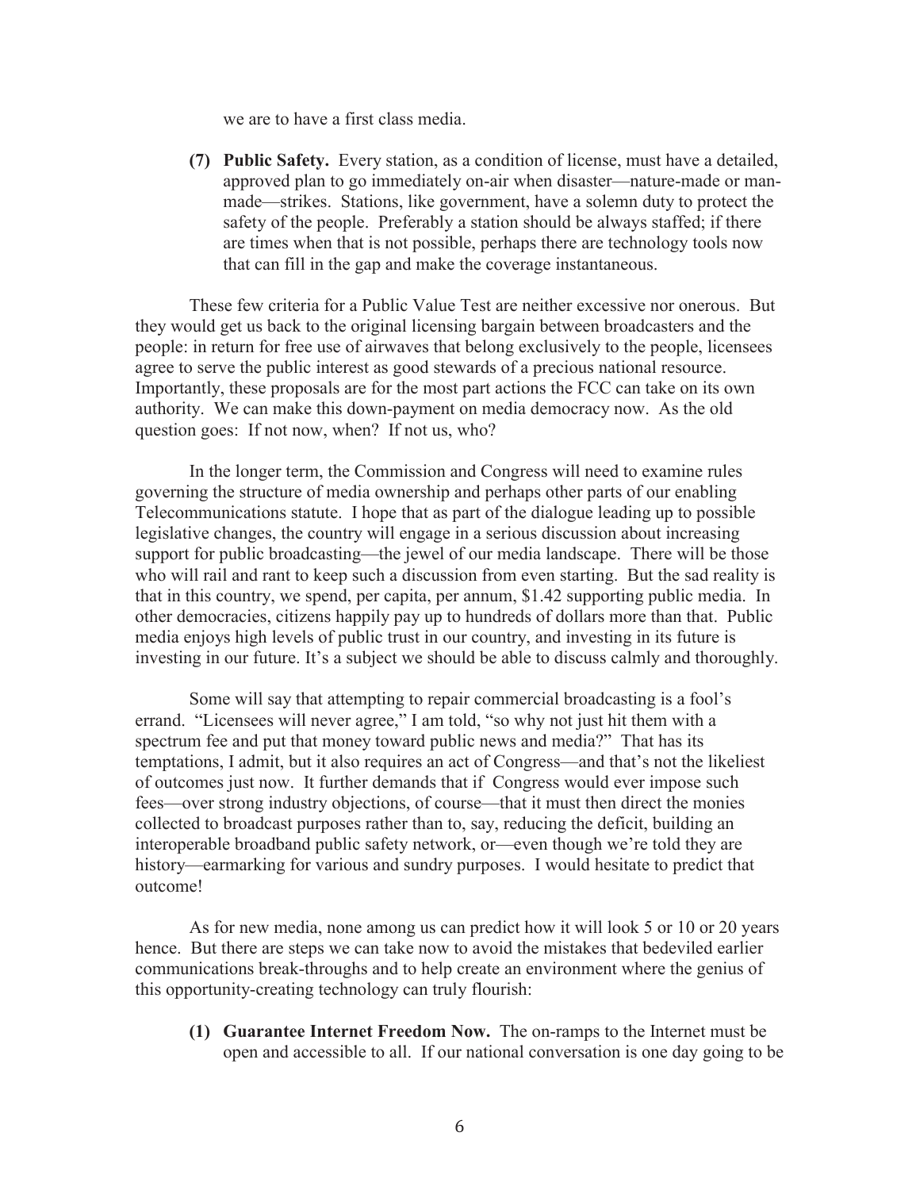we are to have a first class media.

**(7) Public Safety.** Every station, as a condition of license, must have a detailed, approved plan to go immediately on-air when disaster—nature-made or man-made—strikes. Stations, like government, have a solemn duty to protect the safety of the people. Preferably a station should be always staffed; if there are times when that is not possible, perhaps there are technology tools now that can fill in the gap and make the coverage instantaneous.

These few criteria for a Public Value Test are neither excessive nor onerous. But they would get us back to the original licensing bargain between broadcasters and the people: in return for free use of airwaves that belong exclusively to the people, licensees agree to serve the public interest as good stewards of a precious national resource. Importantly, these proposals are for the most part actions the FCC can take on its own authority. We can make this down-payment on media democracy now. As the old question goes: If not now, when? If not us, who?

In the longer term, the Commission and Congress will need to examine rules governing the structure of media ownership and perhaps other parts of our enabling Telecommunications statute. I hope that as part of the dialogue leading up to possible legislative changes, the country will engage in a serious discussion about increasing support for public broadcasting—the jewel of our media landscape. There will be those who will rail and rant to keep such a discussion from even starting. But the sad reality is that in this country, we spend, per capita, per annum, $1.42 supporting public media. In other democracies, citizens happily pay up to hundreds of dollars more than that. Public media enjoys high levels of public trust in our country, and investing in its future is investing in our future. It's a subject we should be able to discuss calmly and thoroughly.

Some will say that attempting to repair commercial broadcasting is a fool's errand. "Licensees will never agree," I am told, "so why not just hit them with a spectrum fee and put that money toward public news and media?" That has its temptations, I admit, but it also requires an act of Congress—and that's not the likeliest of outcomes just now. It further demands that if Congress would ever impose such fees—over strong industry objections, of course—that it must then direct the monies collected to broadcast purposes rather than to, say, reducing the deficit, building an interoperable broadband public safety network, or—even though we're told they are history—earmarking for various and sundry purposes. I would hesitate to predict that outcome!

As for new media, none among us can predict how it will look 5 or 10 or 20 years hence. But there are steps we can take now to avoid the mistakes that bedeviled earlier communications break-throughs and to help create an environment where the genius of this opportunity-creating technology can truly flourish:

**(1) Guarantee Internet Freedom Now.** The on-ramps to the Internet must be open and accessible to all. If our national conversation is one day going to be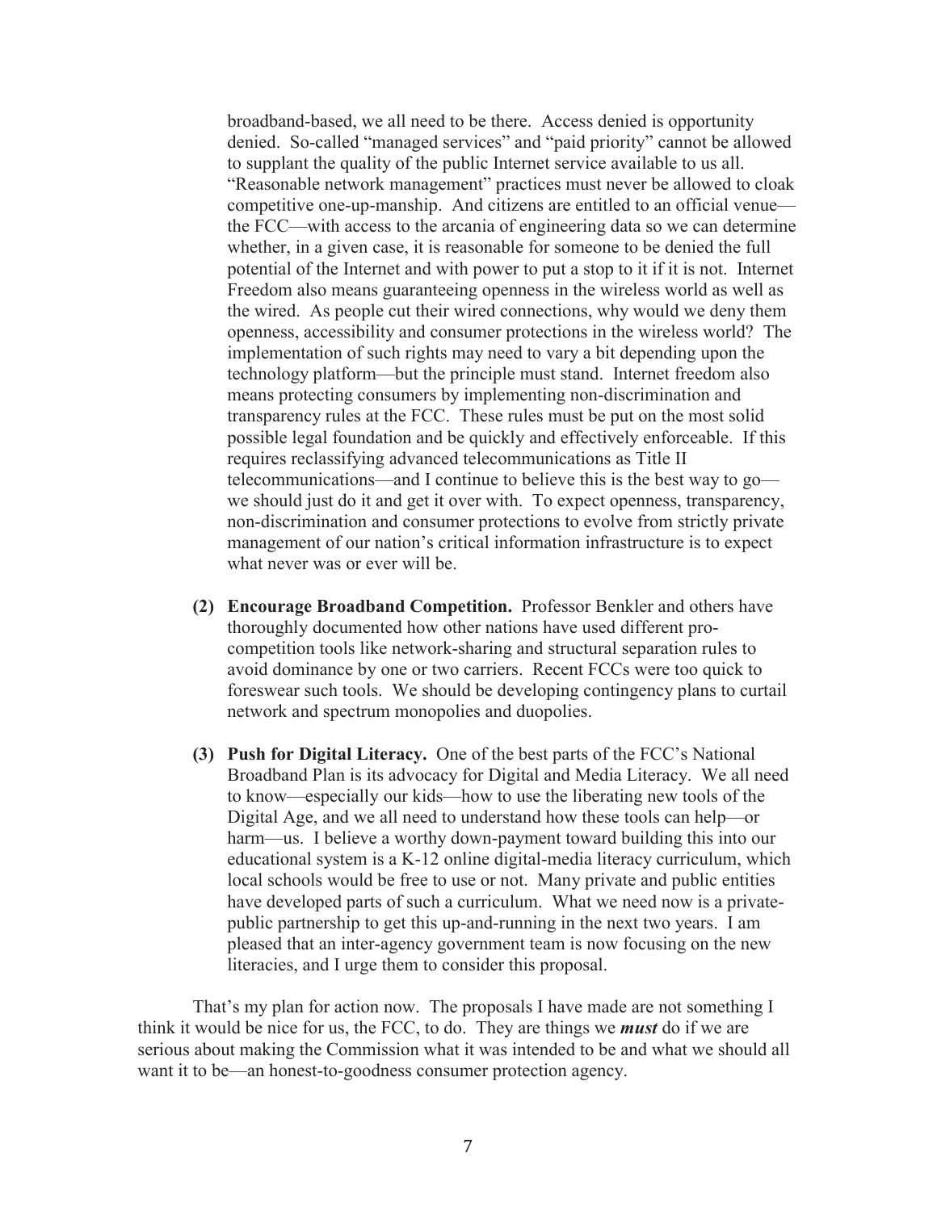broadband-based, we all need to be there. Access denied is opportunity denied. So-called "managed services" and "paid priority" cannot be allowed to supplant the quality of the public Internet service available to us all. "Reasonable network management" practices must never be allowed to cloak competitive one-up-manship. And citizens are entitled to an official venue—the FCC—with access to the arcania of engineering data so we can determine whether, in a given case, it is reasonable for someone to be denied the full potential of the Internet and with power to put a stop to it if it is not. Internet Freedom also means guaranteeing openness in the wireless world as well as the wired. As people cut their wired connections, why would we deny them openness, accessibility and consumer protections in the wireless world? The implementation of such rights may need to vary a bit depending upon the technology platform—but the principle must stand. Internet freedom also means protecting consumers by implementing non-discrimination and transparency rules at the FCC. These rules must be put on the most solid possible legal foundation and be quickly and effectively enforceable. If this requires reclassifying advanced telecommunications as Title II telecommunications—and I continue to believe this is the best way to go—we should just do it and get it over with. To expect openness, transparency, non-discrimination and consumer protections to evolve from strictly private management of our nation's critical information infrastructure is to expect what never was or ever will be.

**(2) Encourage Broadband Competition.** Professor Benkler and others have thoroughly documented how other nations have used different pro-competition tools like network-sharing and structural separation rules to avoid dominance by one or two carriers. Recent FCCs were too quick to foreswear such tools. We should be developing contingency plans to curtail network and spectrum monopolies and duopolies.

**(3) Push for Digital Literacy.** One of the best parts of the FCC's National Broadband Plan is its advocacy for Digital and Media Literacy. We all need to know—especially our kids—how to use the liberating new tools of the Digital Age, and we all need to understand how these tools can help—or harm—us. I believe a worthy down-payment toward building this into our educational system is a K-12 online digital-media literacy curriculum, which local schools would be free to use or not. Many private and public entities have developed parts of such a curriculum. What we need now is a private-public partnership to get this up-and-running in the next two years. I am pleased that an inter-agency government team is now focusing on the new literacies, and I urge them to consider this proposal.

That's my plan for action now. The proposals I have made are not something I think it would be nice for us, the FCC, to do. They are things we ***must*** do if we are serious about making the Commission what it was intended to be and what we should all want it to be—an honest-to-goodness consumer protection agency.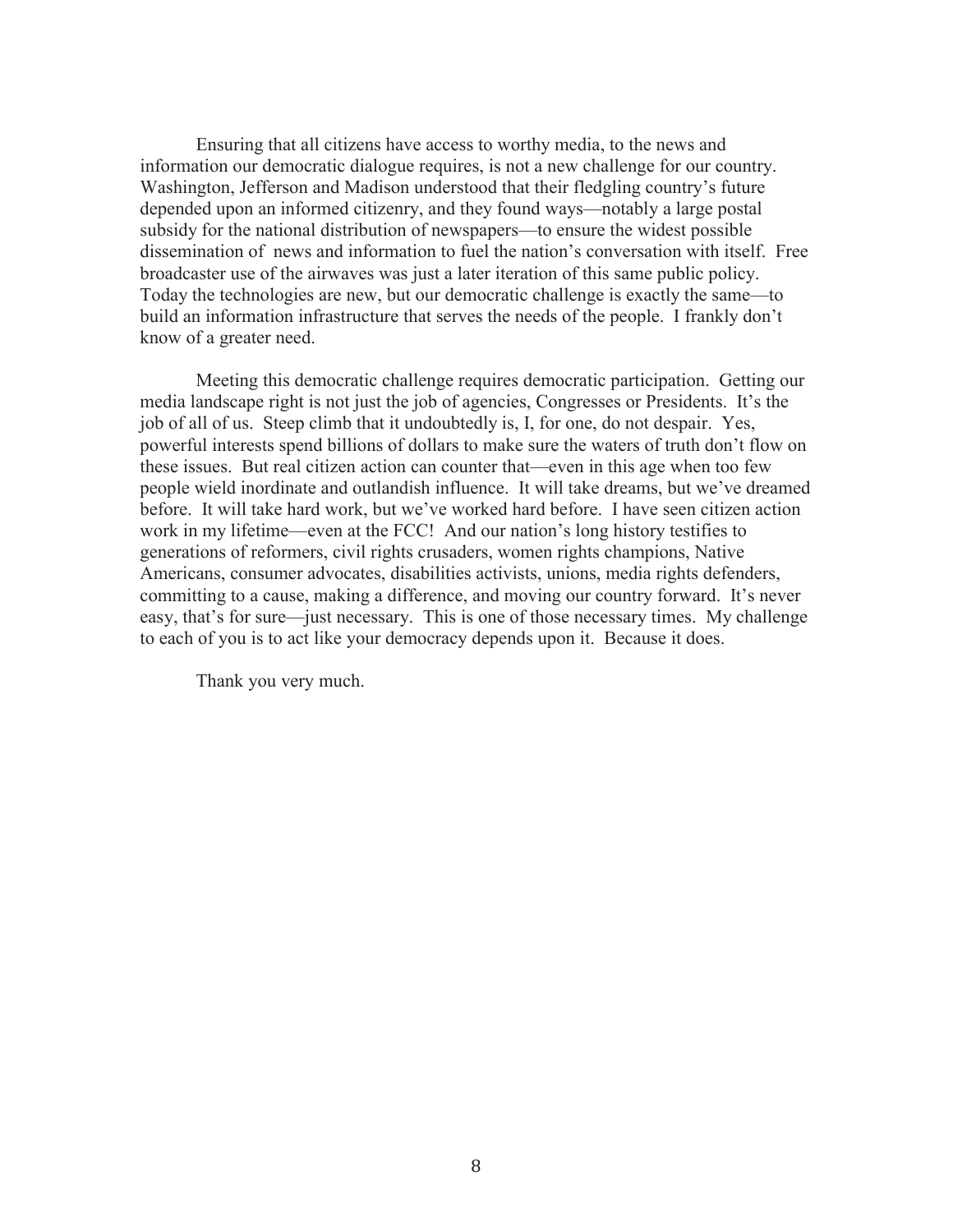Ensuring that all citizens have access to worthy media, to the news and information our democratic dialogue requires, is not a new challenge for our country. Washington, Jefferson and Madison understood that their fledgling country's future depended upon an informed citizenry, and they found ways—notably a large postal subsidy for the national distribution of newspapers—to ensure the widest possible dissemination of news and information to fuel the nation's conversation with itself. Free broadcaster use of the airwaves was just a later iteration of this same public policy. Today the technologies are new, but our democratic challenge is exactly the same—to build an information infrastructure that serves the needs of the people. I frankly don't know of a greater need.

Meeting this democratic challenge requires democratic participation. Getting our media landscape right is not just the job of agencies, Congresses or Presidents. It's the job of all of us. Steep climb that it undoubtedly is, I, for one, do not despair. Yes, powerful interests spend billions of dollars to make sure the waters of truth don't flow on these issues. But real citizen action can counter that—even in this age when too few people wield inordinate and outlandish influence. It will take dreams, but we've dreamed before. It will take hard work, but we've worked hard before. I have seen citizen action work in my lifetime—even at the FCC! And our nation's long history testifies to generations of reformers, civil rights crusaders, women rights champions, Native Americans, consumer advocates, disabilities activists, unions, media rights defenders, committing to a cause, making a difference, and moving our country forward. It's never easy, that's for sure—just necessary. This is one of those necessary times. My challenge to each of you is to act like your democracy depends upon it. Because it does.

Thank you very much.